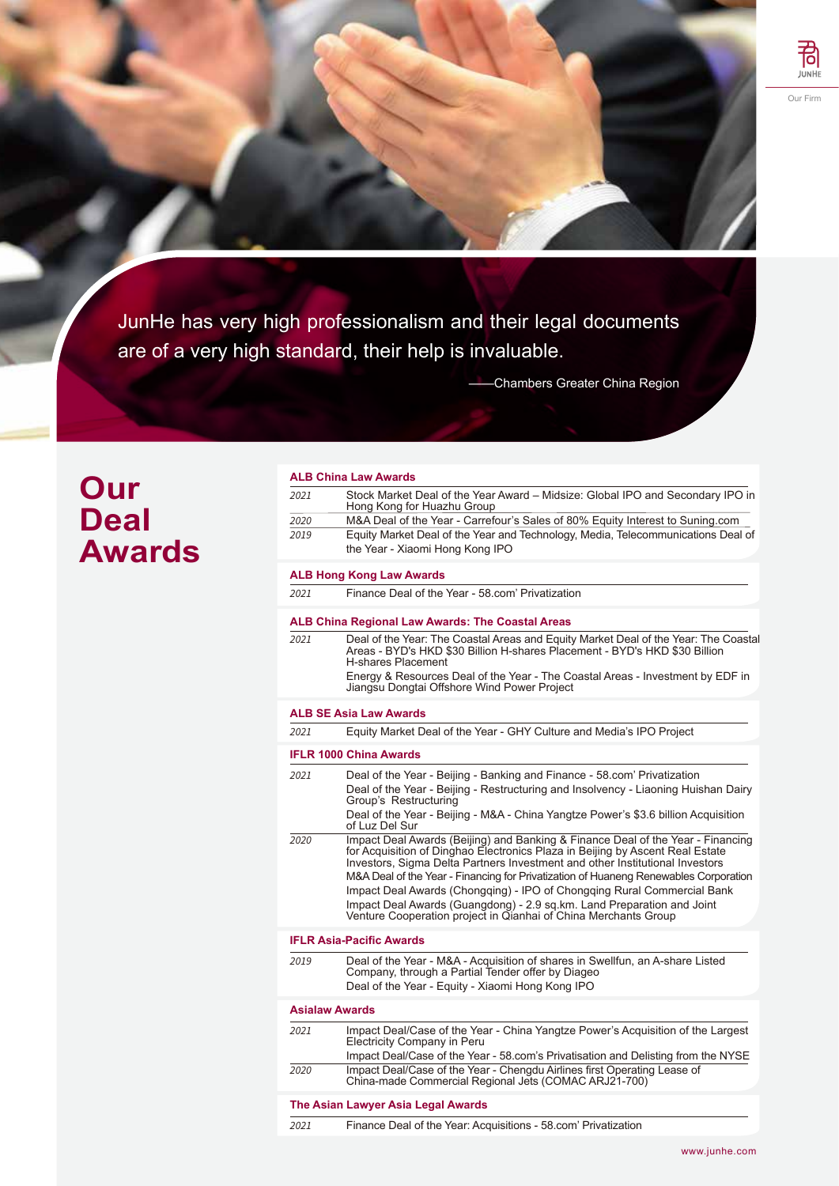JunHe has very high professionalism and their legal documents are of a very high standard, their help is invaluable.

——Chambers Greater China Region

# Our Deal Awards

**ALB China Law Awards**

| | |
|---|---|
| *2021* | Stock Market Deal of the Year Award – Midsize: Global IPO and Secondary IPO in Hong Kong for Huazhu Group |
| *2020* | M&A Deal of the Year - Carrefour's Sales of 80% Equity Interest to Suning.com |
| *2019* | Equity Market Deal of the Year and Technology, Media, Telecommunications Deal of the Year - Xiaomi Hong Kong IPO |

**ALB Hong Kong Law Awards**

| | |
|---|---|
| *2021* | Finance Deal of the Year - 58.com' Privatization |

**ALB China Regional Law Awards: The Coastal Areas**

| | |
|---|---|
| *2021* | Deal of the Year: The Coastal Areas and Equity Market Deal of the Year: The Coastal Areas - BYD's HKD $30 Billion H-shares Placement - BYD's HKD $30 Billion H-shares Placement |
| | Energy & Resources Deal of the Year - The Coastal Areas - Investment by EDF in Jiangsu Dongtai Offshore Wind Power Project |

**ALB SE Asia Law Awards**

| | |
|---|---|
| *2021* | Equity Market Deal of the Year - GHY Culture and Media's IPO Project |

**IFLR 1000 China Awards**

| | |
|---|---|
| *2021* | Deal of the Year - Beijing - Banking and Finance - 58.com' Privatization |
| | Deal of the Year - Beijing - Restructuring and Insolvency - Liaoning Huishan Dairy Group's Restructuring |
| | Deal of the Year - Beijing - M&A - China Yangtze Power's $3.6 billion Acquisition of Luz Del Sur |
| *2020* | Impact Deal Awards (Beijing) and Banking & Finance Deal of the Year - Financing for Acquisition of Dinghao Electronics Plaza in Beijing by Ascent Real Estate Investors, Sigma Delta Partners Investment and other Institutional Investors |
| | M&A Deal of the Year - Financing for Privatization of Huaneng Renewables Corporation |
| | Impact Deal Awards (Chongqing) - IPO of Chongqing Rural Commercial Bank |
| | Impact Deal Awards (Guangdong) - 2.9 sq.km. Land Preparation and Joint Venture Cooperation project in Qianhai of China Merchants Group |

**IFLR Asia-Pacific Awards**

| | |
|---|---|
| *2019* | Deal of the Year - M&A - Acquisition of shares in Swellfun, an A-share Listed Company, through a Partial Tender offer by Diageo |
| | Deal of the Year - Equity - Xiaomi Hong Kong IPO |

**Asialaw Awards**

| | |
|---|---|
| *2021* | Impact Deal/Case of the Year - China Yangtze Power's Acquisition of the Largest Electricity Company in Peru |
| | Impact Deal/Case of the Year - 58.com's Privatisation and Delisting from the NYSE |
| *2020* | Impact Deal/Case of the Year - Chengdu Airlines first Operating Lease of China-made Commercial Regional Jets (COMAC ARJ21-700) |

**The Asian Lawyer Asia Legal Awards**

| | |
|---|---|
| *2021* | Finance Deal of the Year: Acquisitions - 58.com' Privatization |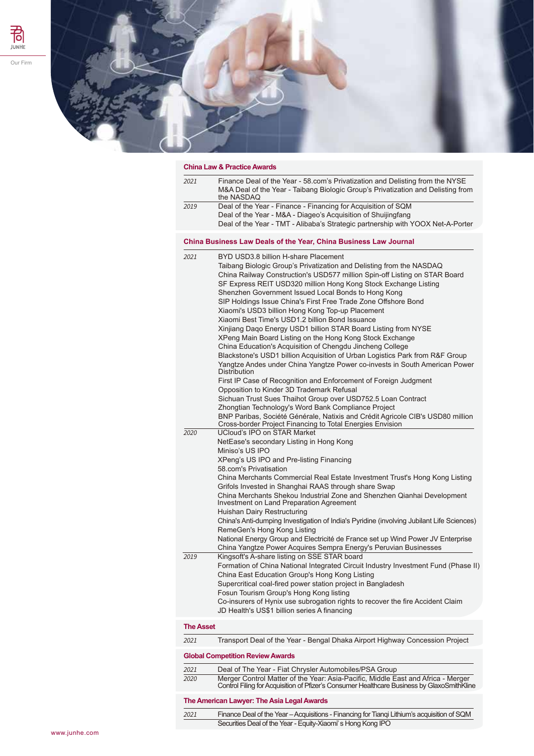## China Law & Practice Awards

| | |
|---|---|
| *2021* | Finance Deal of the Year - 58.com's Privatization and Delisting from the NYSE<br>M&A Deal of the Year - Taibang Biologic Group's Privatization and Delisting from the NASDAQ |
| *2019* | Deal of the Year - Finance - Financing for Acquisition of SQM<br>Deal of the Year - M&A - Diageo's Acquisition of Shuijingfang<br>Deal of the Year - TMT - Alibaba's Strategic partnership with YOOX Net-A-Porter |

## China Business Law Deals of the Year, China Business Law Journal

| | |
|---|---|
| *2021* | BYD USD3.8 billion H-share Placement<br>Taibang Biologic Group's Privatization and Delisting from the NASDAQ<br>China Railway Construction's USD577 million Spin-off Listing on STAR Board<br>SF Express REIT USD320 million Hong Kong Stock Exchange Listing<br>Shenzhen Government Issued Local Bonds to Hong Kong<br>SIP Holdings Issue China's First Free Trade Zone Offshore Bond<br>Xiaomi's USD3 billion Hong Kong Top-up Placement<br>Xiaomi Best Time's USD1.2 billion Bond Issuance<br>Xinjiang Daqo Energy USD1 billion STAR Board Listing from NYSE<br>XPeng Main Board Listing on the Hong Kong Stock Exchange<br>China Education's Acquisition of Chengdu Jincheng College<br>Blackstone's USD1 billion Acquisition of Urban Logistics Park from R&F Group<br>Yangtze Andes under China Yangtze Power co-invests in South American Power Distribution<br>First IP Case of Recognition and Enforcement of Foreign Judgment<br>Opposition to Kinder 3D Trademark Refusal<br>Sichuan Trust Sues Thaihot Group over USD752.5 Loan Contract<br>Zhongtian Technology's Word Bank Compliance Project<br>BNP Paribas, Société Générale, Natixis and Crédit Agricole CIB's USD80 million Cross-border Project Financing to Total Energies Envision |
| *2020* | UCloud's IPO on STAR Market<br>NetEase's secondary Listing in Hong Kong<br>Miniso's US IPO<br>XPeng's US IPO and Pre-listing Financing<br>58.com's Privatisation<br>China Merchants Commercial Real Estate Investment Trust's Hong Kong Listing<br>Grifols Invested in Shanghai RAAS through share Swap<br>China Merchants Shekou Industrial Zone and Shenzhen Qianhai Development Investment on Land Preparation Agreement<br>Huishan Dairy Restructuring<br>China's Anti-dumping Investigation of India's Pyridine (involving Jubilant Life Sciences)<br>RemeGen's Hong Kong Listing<br>National Energy Group and Electricité de France set up Wind Power JV Enterprise<br>China Yangtze Power Acquires Sempra Energy's Peruvian Businesses |
| *2019* | Kingsoft's A-share listing on SSE STAR board<br>Formation of China National Integrated Circuit Industry Investment Fund (Phase II)<br>China East Education Group's Hong Kong Listing<br>Supercritical coal-fired power station project in Bangladesh<br>Fosun Tourism Group's Hong Kong listing<br>Co-insurers of Hynix use subrogation rights to recover the fire Accident Claim<br>JD Health's US$1 billion series A financing |

## The Asset

| | |
|---|---|
| *2021* | Transport Deal of the Year - Bengal Dhaka Airport Highway Concession Project |

## Global Competition Review Awards

| | |
|---|---|
| *2021* | Deal of The Year - Fiat Chrysler Automobiles/PSA Group |
| *2020* | Merger Control Matter of the Year: Asia-Pacific, Middle East and Africa - Merger Control Filing for Acquisition of Pfizer's Consumer Healthcare Business by GlaxoSmithKline |

## The American Lawyer: The Asia Legal Awards

| | |
|---|---|
| *2021* | Finance Deal of the Year – Acquisitions - Financing for Tianqi Lithium's acquisition of SQM<br>Securities Deal of the Year - Equity-Xiaomi' s Hong Kong IPO |